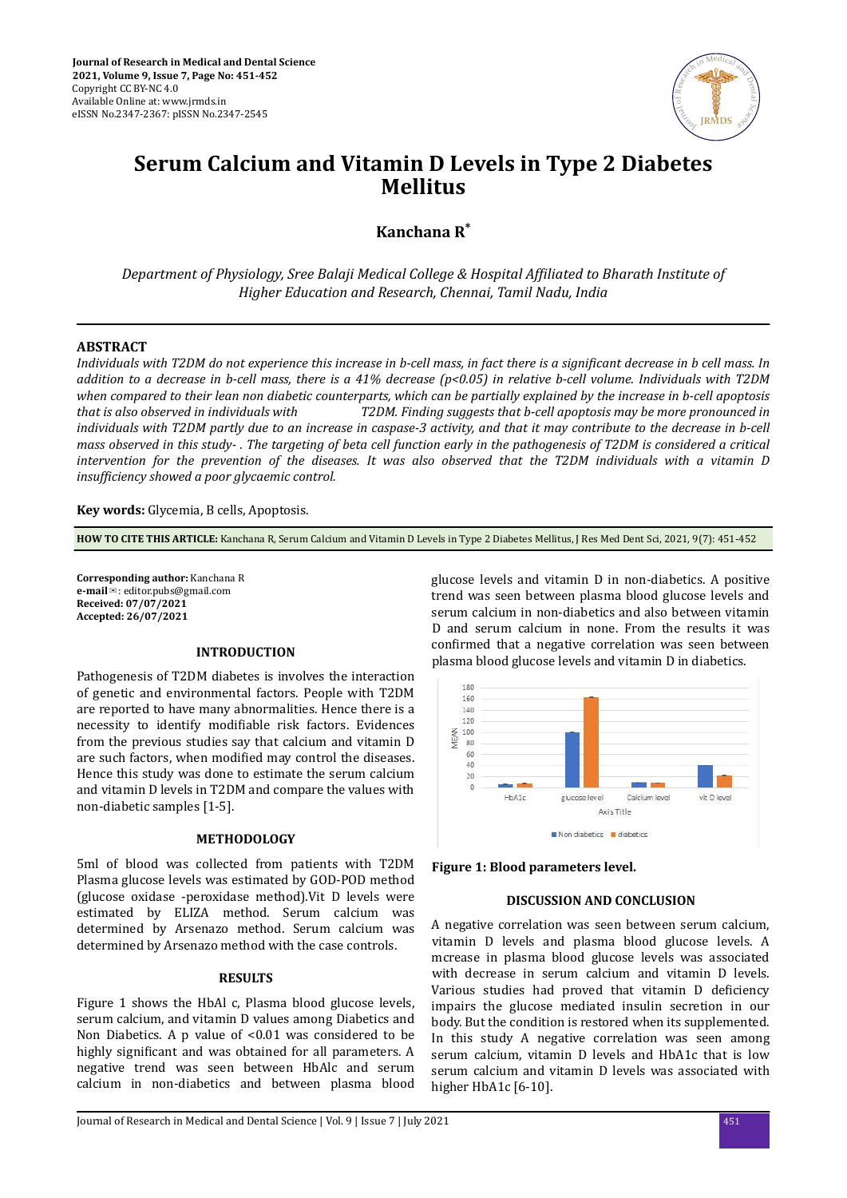# Serum Calcium and Vitamin D Levels in Type 2 Diabetes Mellitus

**Kanchana R***

*Department of Physiology, Sree Balaji Medical College & Hospital Affiliated to Bharath Institute of Higher Education and Research, Chennai, Tamil Nadu, India*

## ABSTRACT

*Individuals with T2DM do not experience this increase in b-cell mass, in fact there is a significant decrease in b cell mass. In addition to a decrease in b-cell mass, there is a 41% decrease (p<0.05) in relative b-cell volume. Individuals with T2DM when compared to their lean non diabetic counterparts, which can be partially explained by the increase in b-cell apoptosis that is also observed in individuals with T2DM. Finding suggests that b-cell apoptosis may be more pronounced in individuals with T2DM partly due to an increase in caspase-3 activity, and that it may contribute to the decrease in b-cell mass observed in this study- . The targeting of beta cell function early in the pathogenesis of T2DM is considered a critical intervention for the prevention of the diseases. It was also observed that the T2DM individuals with a vitamin D insufficiency showed a poor glycaemic control.*

**Key words:** Glycemia, B cells, Apoptosis.

**HOW TO CITE THIS ARTICLE:** Kanchana R, Serum Calcium and Vitamin D Levels in Type 2 Diabetes Mellitus, J Res Med Dent Sci, 2021, 9(7): 451-452

**Corresponding author:** Kanchana R
**e-mail**: editor.pubs@gmail.com
**Received: 07/07/2021**
**Accepted: 26/07/2021**

## INTRODUCTION

Pathogenesis of T2DM diabetes is involves the interaction of genetic and environmental factors. People with T2DM are reported to have many abnormalities. Hence there is a necessity to identify modifiable risk factors. Evidences from the previous studies say that calcium and vitamin D are such factors, when modified may control the diseases. Hence this study was done to estimate the serum calcium and vitamin D levels in T2DM and compare the values with non-diabetic samples [1-5].

## METHODOLOGY

5ml of blood was collected from patients with T2DM Plasma glucose levels was estimated by GOD-POD method (glucose oxidase -peroxidase method).Vit D levels were estimated by ELIZA method. Serum calcium was determined by Arsenazo method. Serum calcium was determined by Arsenazo method with the case controls.

## RESULTS

Figure 1 shows the HbAl c, Plasma blood glucose levels, serum calcium, and vitamin D values among Diabetics and Non Diabetics. A p value of <0.01 was considered to be highly significant and was obtained for all parameters. A negative trend was seen between HbAlc and serum calcium in non-diabetics and between plasma blood glucose levels and vitamin D in non-diabetics. A positive trend was seen between plasma blood glucose levels and serum calcium in non-diabetics and also between vitamin D and serum calcium in none. From the results it was confirmed that a negative correlation was seen between plasma blood glucose levels and vitamin D in diabetics.

180
160
140
120
100
80
60
40
20
0
MEAN
HbA1c
glucose level
Calcium level
vit D level
Axis Title
Non diabetics
diabetics

**Figure 1: Blood parameters level.**

## DISCUSSION AND CONCLUSION

A negative correlation was seen between serum calcium, vitamin D levels and plasma blood glucose levels. A mcrease in plasma blood glucose levels was associated with decrease in serum calcium and vitamin D levels. Various studies had proved that vitamin D deficiency impairs the glucose mediated insulin secretion in our body. But the condition is restored when its supplemented. In this study A negative correlation was seen among serum calcium, vitamin D levels and HbA1c that is low serum calcium and vitamin D levels was associated with higher HbA1c [6-10].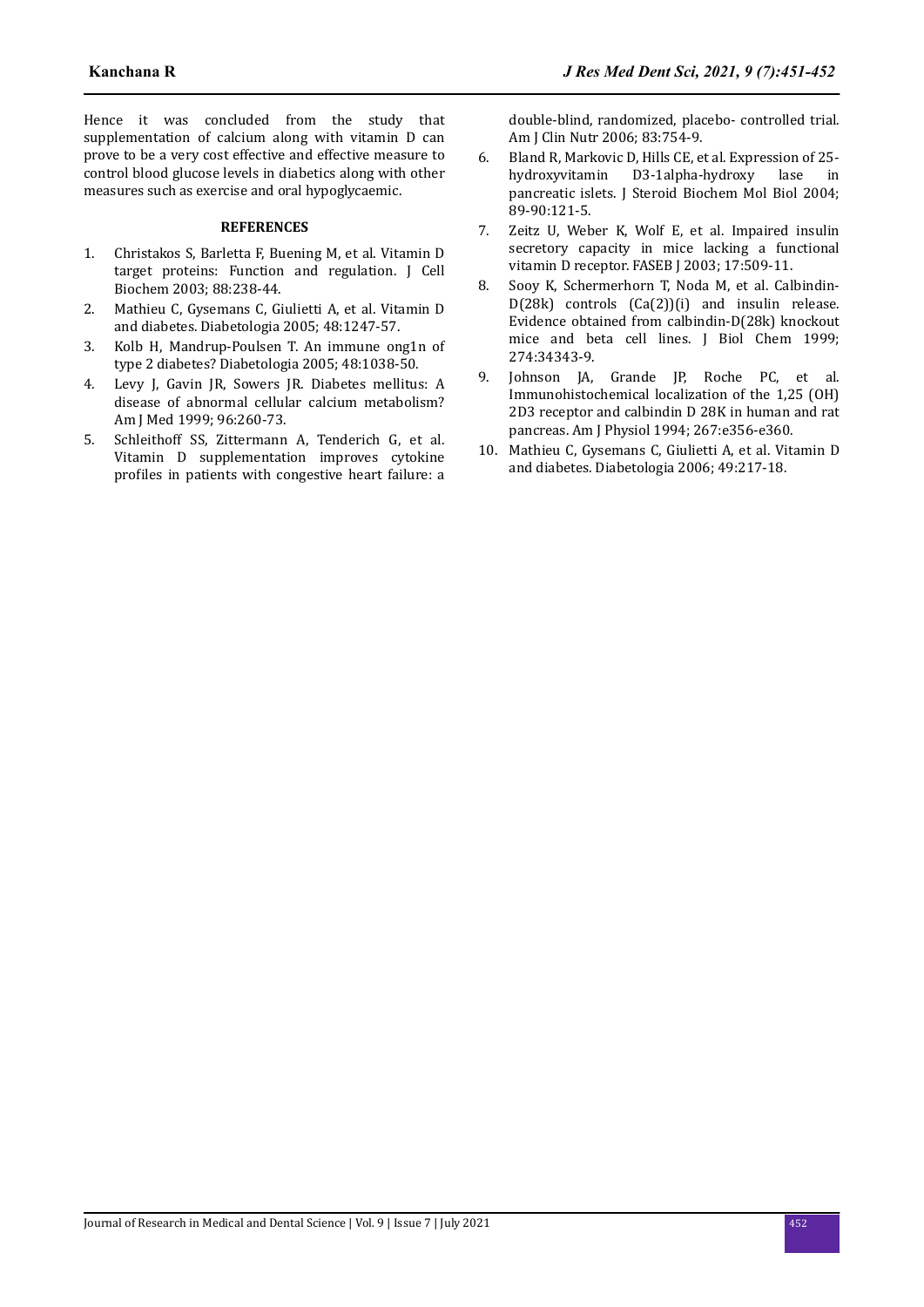Hence it was concluded from the study that supplementation of calcium along with vitamin D can prove to be a very cost effective and effective measure to control blood glucose levels in diabetics along with other measures such as exercise and oral hypoglycaemic.

## REFERENCES

1. Christakos S, Barletta F, Buening M, et al. Vitamin D target proteins: Function and regulation. J Cell Biochem 2003; 88:238-44.
2. Mathieu C, Gysemans C, Giulietti A, et al. Vitamin D and diabetes. Diabetologia 2005; 48:1247-57.
3. Kolb H, Mandrup-Poulsen T. An immune ong1n of type 2 diabetes? Diabetologia 2005; 48:1038-50.
4. Levy J, Gavin JR, Sowers JR. Diabetes mellitus: A disease of abnormal cellular calcium metabolism? Am J Med 1999; 96:260-73.
5. Schleithoff SS, Zittermann A, Tenderich G, et al. Vitamin D supplementation improves cytokine profiles in patients with congestive heart failure: a double-blind, randomized, placebo- controlled trial. Am J Clin Nutr 2006; 83:754-9.
6. Bland R, Markovic D, Hills CE, et al. Expression of 25-hydroxyvitamin D3-1alpha-hydroxy lase in pancreatic islets. J Steroid Biochem Mol Biol 2004; 89-90:121-5.
7. Zeitz U, Weber K, Wolf E, et al. Impaired insulin secretory capacity in mice lacking a functional vitamin D receptor. FASEB J 2003; 17:509-11.
8. Sooy K, Schermerhorn T, Noda M, et al. Calbindin-D(28k) controls (Ca(2))(i) and insulin release. Evidence obtained from calbindin-D(28k) knockout mice and beta cell lines. J Biol Chem 1999; 274:34343-9.
9. Johnson JA, Grande JP, Roche PC, et al. Immunohistochemical localization of the 1,25 (OH) 2D3 receptor and calbindin D 28K in human and rat pancreas. Am J Physiol 1994; 267:e356-e360.
10. Mathieu C, Gysemans C, Giulietti A, et al. Vitamin D and diabetes. Diabetologia 2006; 49:217-18.